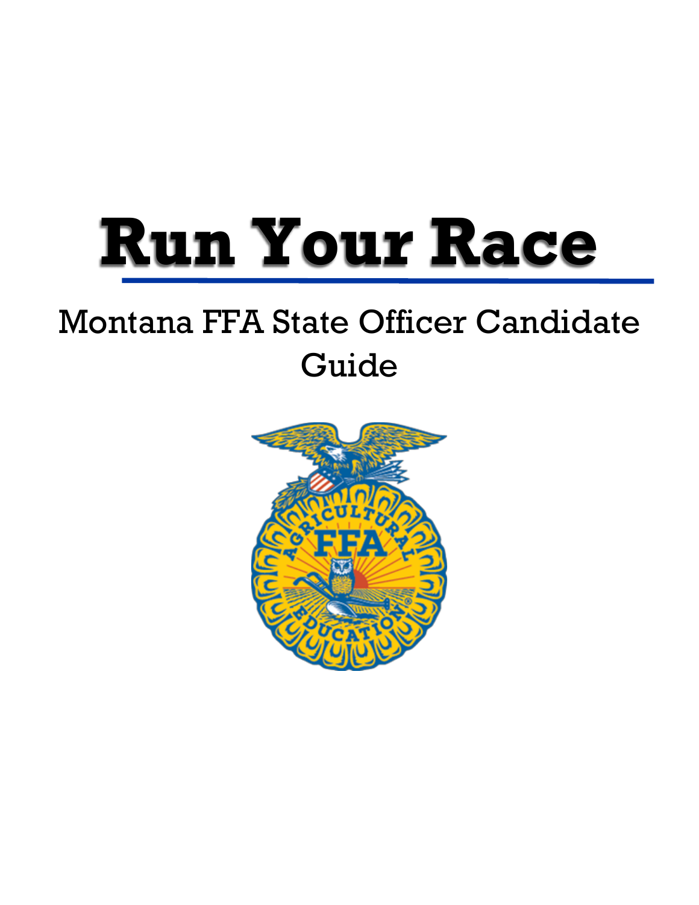# Run Your Race

Montana FFA State Officer Candidate Guide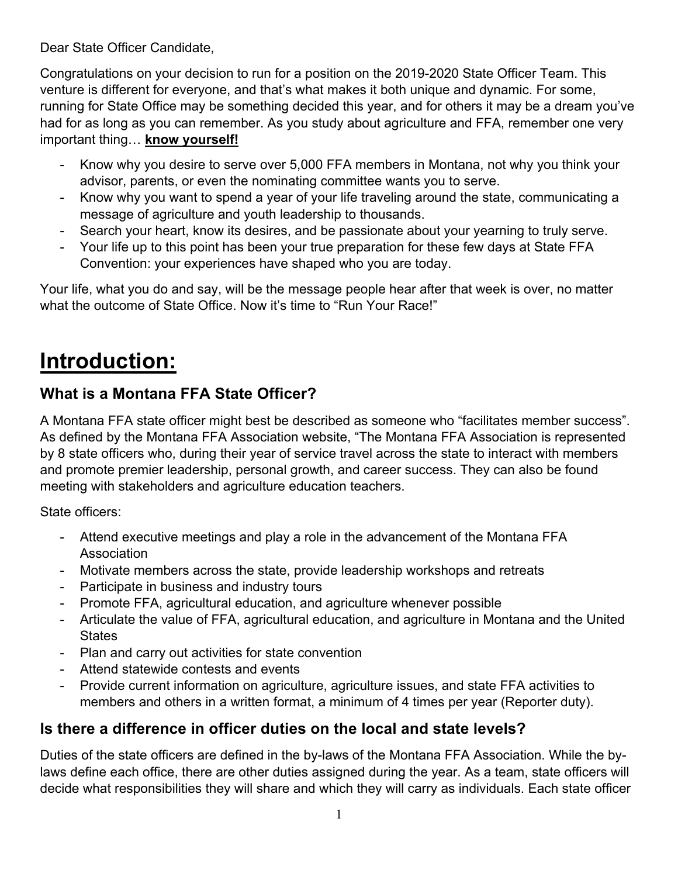Dear State Officer Candidate,

Congratulations on your decision to run for a position on the 2019-2020 State Officer Team. This venture is different for everyone, and that's what makes it both unique and dynamic. For some, running for State Office may be something decided this year, and for others it may be a dream you've had for as long as you can remember. As you study about agriculture and FFA, remember one very important thing… **know yourself!**

- Know why you desire to serve over 5,000 FFA members in Montana, not why you think your advisor, parents, or even the nominating committee wants you to serve.
- Know why you want to spend a year of your life traveling around the state, communicating a message of agriculture and youth leadership to thousands.
- Search your heart, know its desires, and be passionate about your yearning to truly serve.
- Your life up to this point has been your true preparation for these few days at State FFA Convention: your experiences have shaped who you are today.

Your life, what you do and say, will be the message people hear after that week is over, no matter what the outcome of State Office. Now it's time to "Run Your Race!"

# Introduction:

## What is a Montana FFA State Officer?

A Montana FFA state officer might best be described as someone who "facilitates member success". As defined by the Montana FFA Association website, "The Montana FFA Association is represented by 8 state officers who, during their year of service travel across the state to interact with members and promote premier leadership, personal growth, and career success. They can also be found meeting with stakeholders and agriculture education teachers.

State officers:

- Attend executive meetings and play a role in the advancement of the Montana FFA Association
- Motivate members across the state, provide leadership workshops and retreats
- Participate in business and industry tours
- Promote FFA, agricultural education, and agriculture whenever possible
- Articulate the value of FFA, agricultural education, and agriculture in Montana and the United States
- Plan and carry out activities for state convention
- Attend statewide contests and events
- Provide current information on agriculture, agriculture issues, and state FFA activities to members and others in a written format, a minimum of 4 times per year (Reporter duty).

## Is there a difference in officer duties on the local and state levels?

Duties of the state officers are defined in the by-laws of the Montana FFA Association. While the by-laws define each office, there are other duties assigned during the year. As a team, state officers will decide what responsibilities they will share and which they will carry as individuals. Each state officer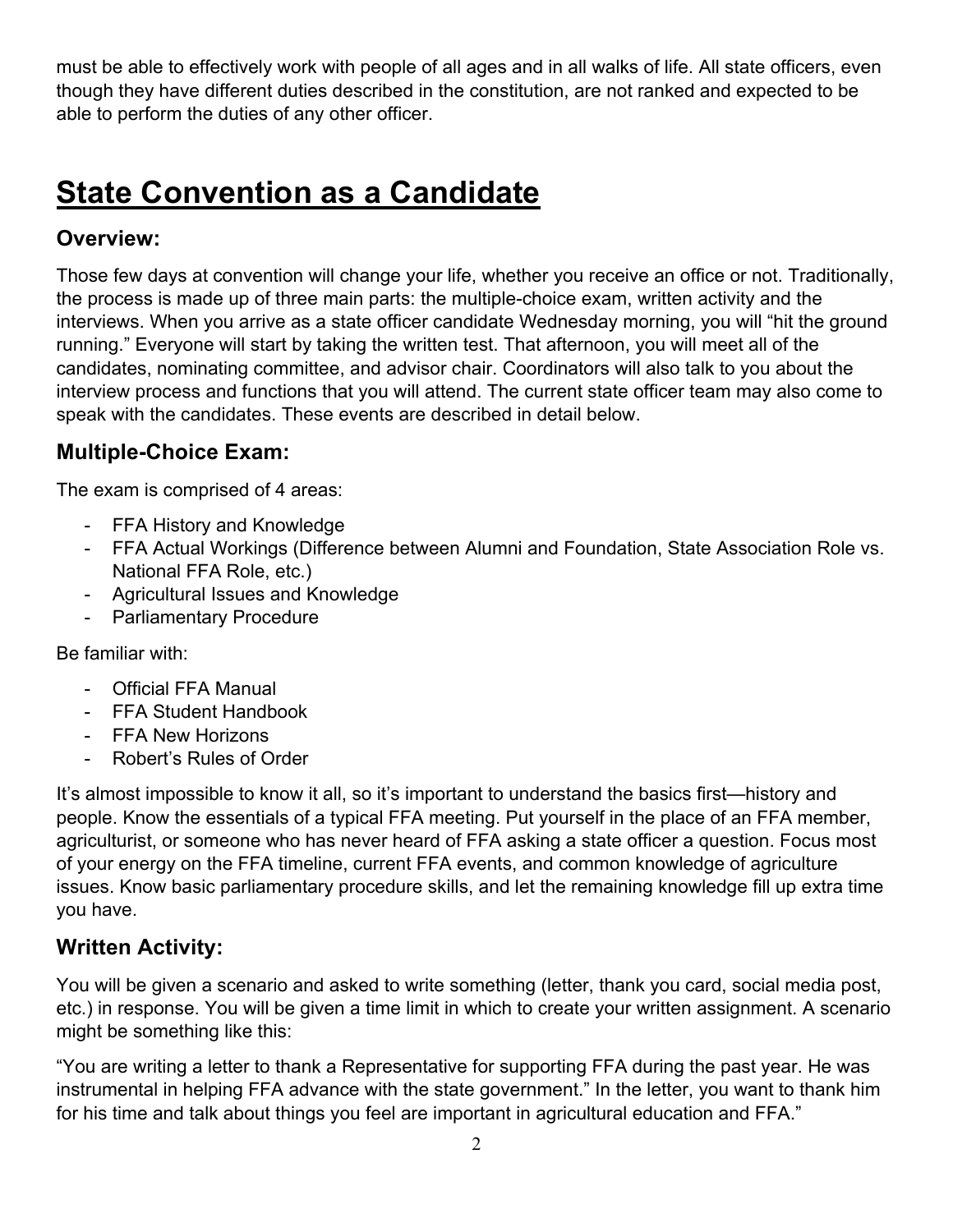must be able to effectively work with people of all ages and in all walks of life. All state officers, even though they have different duties described in the constitution, are not ranked and expected to be able to perform the duties of any other officer.

# State Convention as a Candidate

## Overview:

Those few days at convention will change your life, whether you receive an office or not. Traditionally, the process is made up of three main parts: the multiple-choice exam, written activity and the interviews. When you arrive as a state officer candidate Wednesday morning, you will "hit the ground running." Everyone will start by taking the written test. That afternoon, you will meet all of the candidates, nominating committee, and advisor chair. Coordinators will also talk to you about the interview process and functions that you will attend. The current state officer team may also come to speak with the candidates. These events are described in detail below.

## Multiple-Choice Exam:

The exam is comprised of 4 areas:

- FFA History and Knowledge
- FFA Actual Workings (Difference between Alumni and Foundation, State Association Role vs. National FFA Role, etc.)
- Agricultural Issues and Knowledge
- Parliamentary Procedure

Be familiar with:

- Official FFA Manual
- FFA Student Handbook
- FFA New Horizons
- Robert's Rules of Order

It's almost impossible to know it all, so it's important to understand the basics first—history and people. Know the essentials of a typical FFA meeting. Put yourself in the place of an FFA member, agriculturist, or someone who has never heard of FFA asking a state officer a question. Focus most of your energy on the FFA timeline, current FFA events, and common knowledge of agriculture issues. Know basic parliamentary procedure skills, and let the remaining knowledge fill up extra time you have.

## Written Activity:

You will be given a scenario and asked to write something (letter, thank you card, social media post, etc.) in response. You will be given a time limit in which to create your written assignment. A scenario might be something like this:

"You are writing a letter to thank a Representative for supporting FFA during the past year. He was instrumental in helping FFA advance with the state government." In the letter, you want to thank him for his time and talk about things you feel are important in agricultural education and FFA."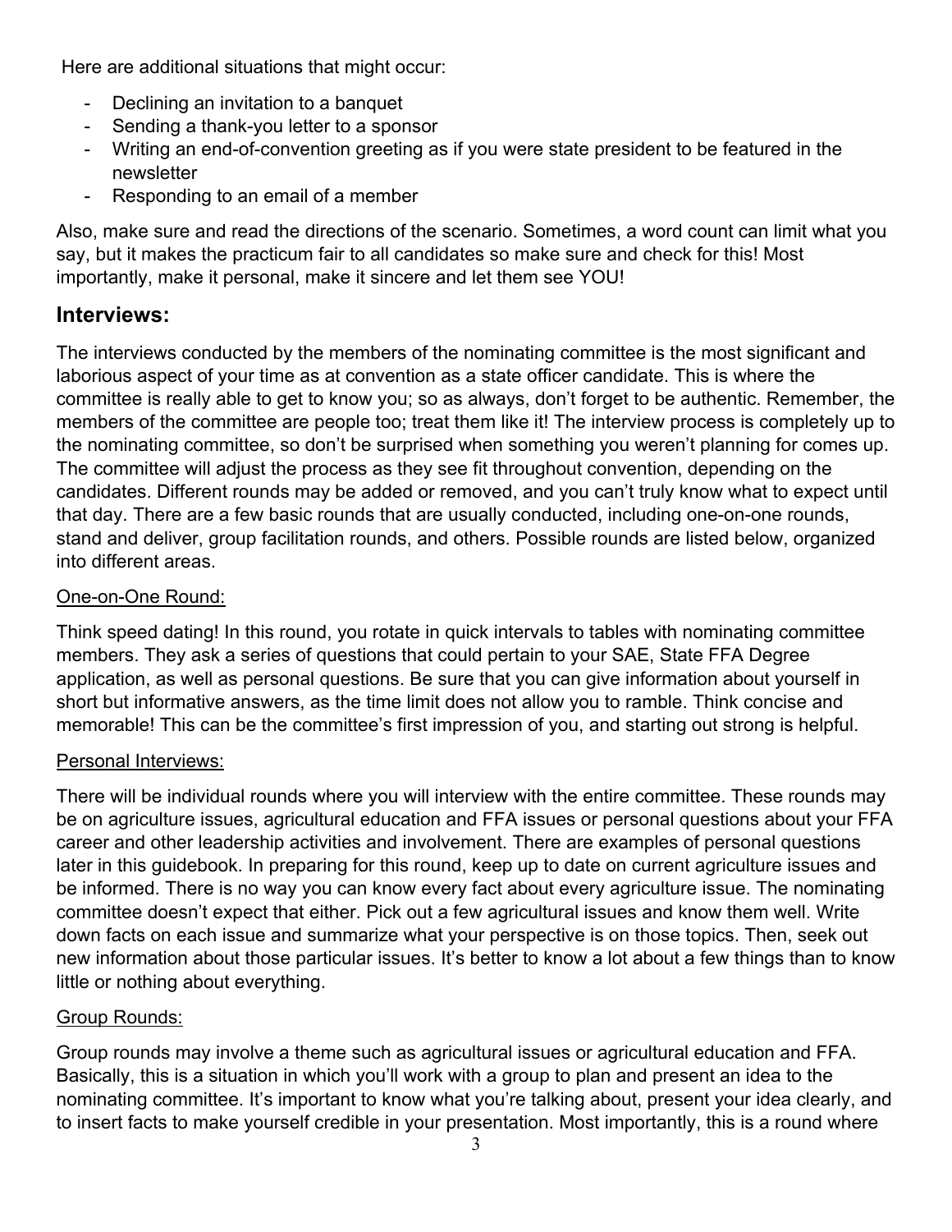Here are additional situations that might occur:

- Declining an invitation to a banquet
- Sending a thank-you letter to a sponsor
- Writing an end-of-convention greeting as if you were state president to be featured in the newsletter
- Responding to an email of a member

Also, make sure and read the directions of the scenario. Sometimes, a word count can limit what you say, but it makes the practicum fair to all candidates so make sure and check for this! Most importantly, make it personal, make it sincere and let them see YOU!

## Interviews:

The interviews conducted by the members of the nominating committee is the most significant and laborious aspect of your time as at convention as a state officer candidate. This is where the committee is really able to get to know you; so as always, don't forget to be authentic. Remember, the members of the committee are people too; treat them like it! The interview process is completely up to the nominating committee, so don't be surprised when something you weren't planning for comes up. The committee will adjust the process as they see fit throughout convention, depending on the candidates. Different rounds may be added or removed, and you can't truly know what to expect until that day. There are a few basic rounds that are usually conducted, including one-on-one rounds, stand and deliver, group facilitation rounds, and others. Possible rounds are listed below, organized into different areas.

### One-on-One Round:

Think speed dating! In this round, you rotate in quick intervals to tables with nominating committee members. They ask a series of questions that could pertain to your SAE, State FFA Degree application, as well as personal questions. Be sure that you can give information about yourself in short but informative answers, as the time limit does not allow you to ramble. Think concise and memorable! This can be the committee's first impression of you, and starting out strong is helpful.

### Personal Interviews:

There will be individual rounds where you will interview with the entire committee. These rounds may be on agriculture issues, agricultural education and FFA issues or personal questions about your FFA career and other leadership activities and involvement. There are examples of personal questions later in this guidebook. In preparing for this round, keep up to date on current agriculture issues and be informed. There is no way you can know every fact about every agriculture issue. The nominating committee doesn't expect that either. Pick out a few agricultural issues and know them well. Write down facts on each issue and summarize what your perspective is on those topics. Then, seek out new information about those particular issues. It's better to know a lot about a few things than to know little or nothing about everything.

### Group Rounds:

Group rounds may involve a theme such as agricultural issues or agricultural education and FFA. Basically, this is a situation in which you'll work with a group to plan and present an idea to the nominating committee. It's important to know what you're talking about, present your idea clearly, and to insert facts to make yourself credible in your presentation. Most importantly, this is a round where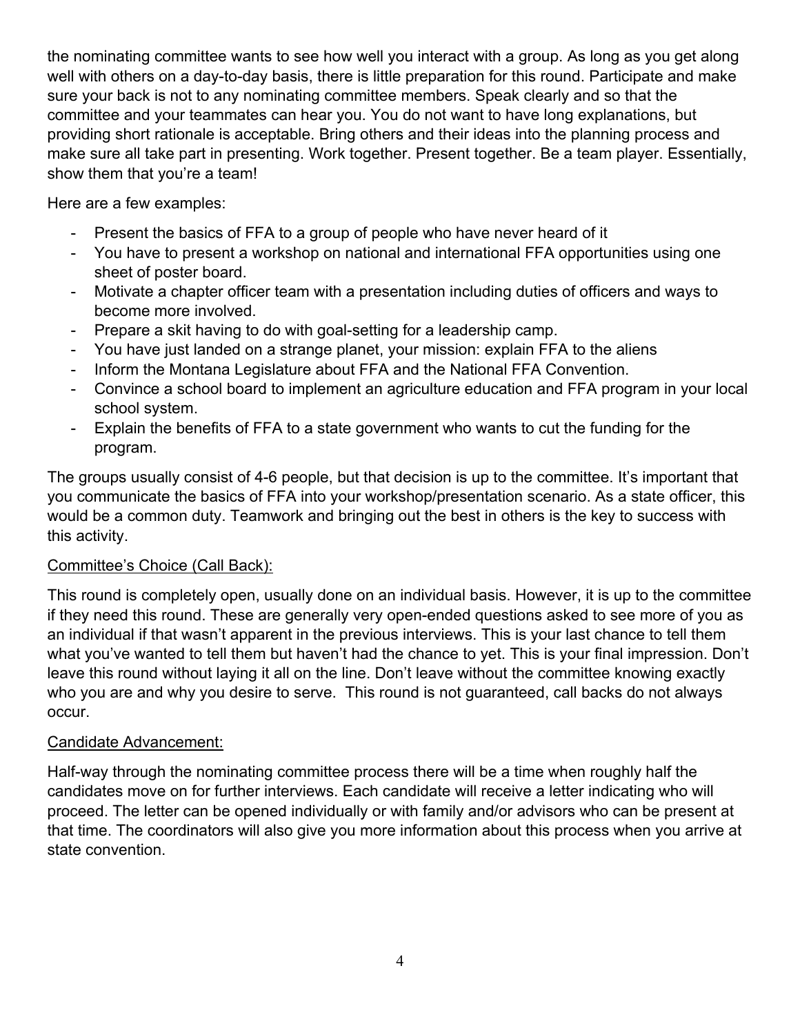the nominating committee wants to see how well you interact with a group. As long as you get along well with others on a day-to-day basis, there is little preparation for this round. Participate and make sure your back is not to any nominating committee members. Speak clearly and so that the committee and your teammates can hear you. You do not want to have long explanations, but providing short rationale is acceptable. Bring others and their ideas into the planning process and make sure all take part in presenting. Work together. Present together. Be a team player. Essentially, show them that you're a team!

Here are a few examples:

- Present the basics of FFA to a group of people who have never heard of it
- You have to present a workshop on national and international FFA opportunities using one sheet of poster board.
- Motivate a chapter officer team with a presentation including duties of officers and ways to become more involved.
- Prepare a skit having to do with goal-setting for a leadership camp.
- You have just landed on a strange planet, your mission: explain FFA to the aliens
- Inform the Montana Legislature about FFA and the National FFA Convention.
- Convince a school board to implement an agriculture education and FFA program in your local school system.
- Explain the benefits of FFA to a state government who wants to cut the funding for the program.

The groups usually consist of 4-6 people, but that decision is up to the committee. It's important that you communicate the basics of FFA into your workshop/presentation scenario. As a state officer, this would be a common duty. Teamwork and bringing out the best in others is the key to success with this activity.

<u>Committee's Choice (Call Back):</u>

This round is completely open, usually done on an individual basis. However, it is up to the committee if they need this round. These are generally very open-ended questions asked to see more of you as an individual if that wasn't apparent in the previous interviews. This is your last chance to tell them what you've wanted to tell them but haven't had the chance to yet. This is your final impression. Don't leave this round without laying it all on the line. Don't leave without the committee knowing exactly who you are and why you desire to serve. This round is not guaranteed, call backs do not always occur.

<u>Candidate Advancement:</u>

Half-way through the nominating committee process there will be a time when roughly half the candidates move on for further interviews. Each candidate will receive a letter indicating who will proceed. The letter can be opened individually or with family and/or advisors who can be present at that time. The coordinators will also give you more information about this process when you arrive at state convention.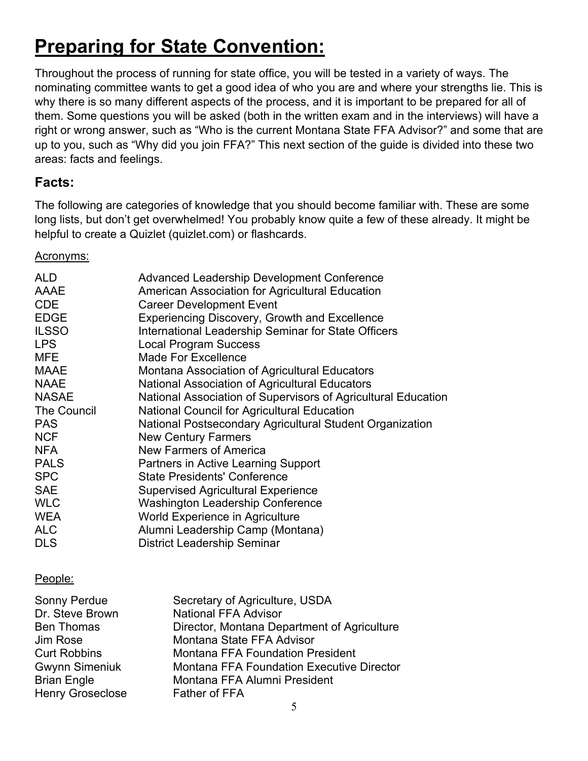# Preparing for State Convention:

Throughout the process of running for state office, you will be tested in a variety of ways. The nominating committee wants to get a good idea of who you are and where your strengths lie. This is why there is so many different aspects of the process, and it is important to be prepared for all of them. Some questions you will be asked (both in the written exam and in the interviews) will have a right or wrong answer, such as "Who is the current Montana State FFA Advisor?" and some that are up to you, such as "Why did you join FFA?" This next section of the guide is divided into these two areas: facts and feelings.

## Facts:

The following are categories of knowledge that you should become familiar with. These are some long lists, but don't get overwhelmed! You probably know quite a few of these already. It might be helpful to create a Quizlet (quizlet.com) or flashcards.

Acronyms:

| | |
|---|---|
| ALD | Advanced Leadership Development Conference |
| AAAE | American Association for Agricultural Education |
| CDE | Career Development Event |
| EDGE | Experiencing Discovery, Growth and Excellence |
| ILSSO | International Leadership Seminar for State Officers |
| LPS | Local Program Success |
| MFE | Made For Excellence |
| MAAE | Montana Association of Agricultural Educators |
| NAAE | National Association of Agricultural Educators |
| NASAE | National Association of Supervisors of Agricultural Education |
| The Council | National Council for Agricultural Education |
| PAS | National Postsecondary Agricultural Student Organization |
| NCF | New Century Farmers |
| NFA | New Farmers of America |
| PALS | Partners in Active Learning Support |
| SPC | State Presidents' Conference |
| SAE | Supervised Agricultural Experience |
| WLC | Washington Leadership Conference |
| WEA | World Experience in Agriculture |
| ALC | Alumni Leadership Camp (Montana) |
| DLS | District Leadership Seminar |

People:

| | |
|---|---|
| Sonny Perdue | Secretary of Agriculture, USDA |
| Dr. Steve Brown | National FFA Advisor |
| Ben Thomas | Director, Montana Department of Agriculture |
| Jim Rose | Montana State FFA Advisor |
| Curt Robbins | Montana FFA Foundation President |
| Gwynn Simeniuk | Montana FFA Foundation Executive Director |
| Brian Engle | Montana FFA Alumni President |
| Henry Groseclose | Father of FFA |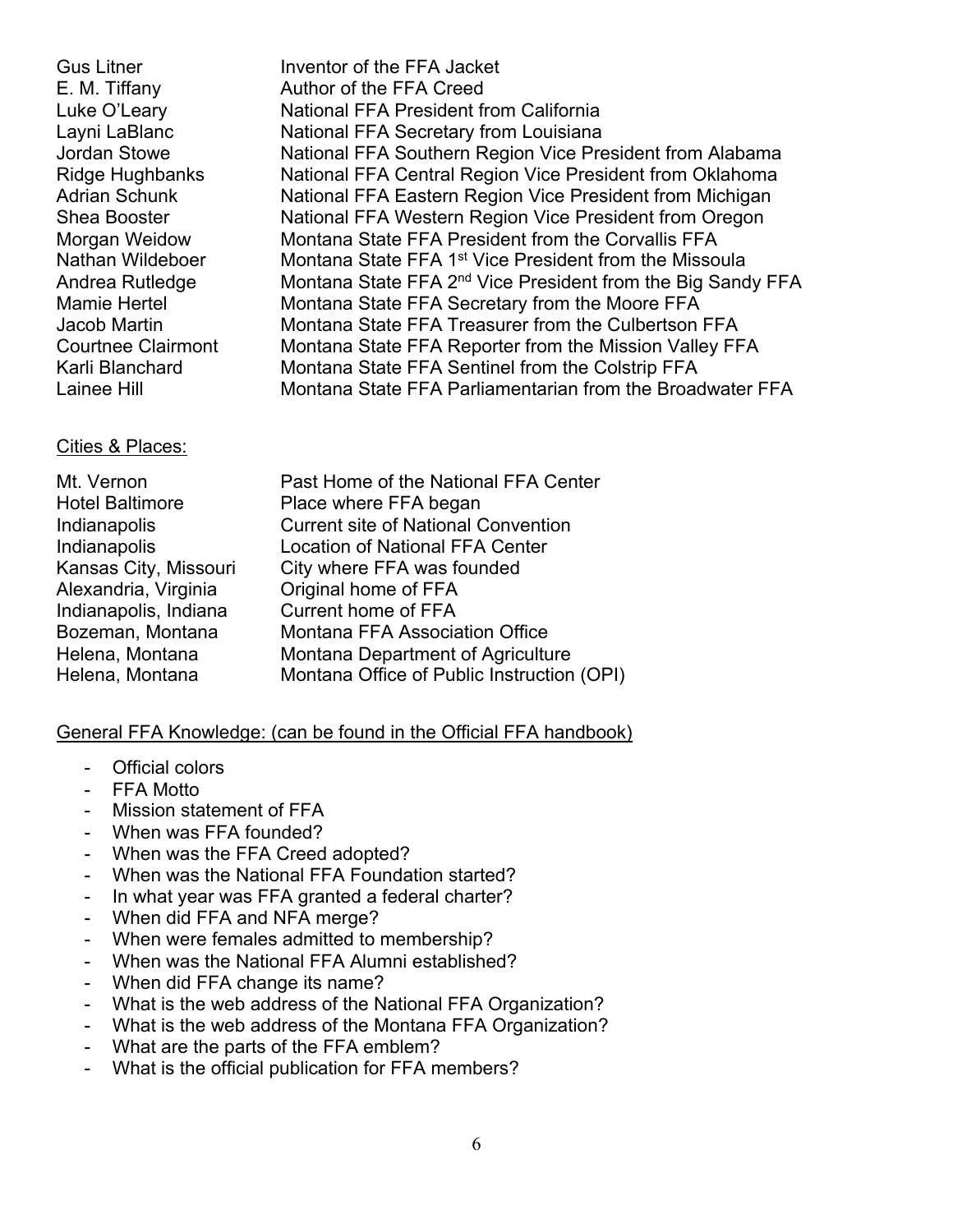| | |
|---|---|
| Gus Litner | Inventor of the FFA Jacket |
| E. M. Tiffany | Author of the FFA Creed |
| Luke O'Leary | National FFA President from California |
| Layni LaBlanc | National FFA Secretary from Louisiana |
| Jordan Stowe | National FFA Southern Region Vice President from Alabama |
| Ridge Hughbanks | National FFA Central Region Vice President from Oklahoma |
| Adrian Schunk | National FFA Eastern Region Vice President from Michigan |
| Shea Booster | National FFA Western Region Vice President from Oregon |
| Morgan Weidow | Montana State FFA President from the Corvallis FFA |
| Nathan Wildeboer | Montana State FFA 1st Vice President from the Missoula |
| Andrea Rutledge | Montana State FFA 2nd Vice President from the Big Sandy FFA |
| Mamie Hertel | Montana State FFA Secretary from the Moore FFA |
| Jacob Martin | Montana State FFA Treasurer from the Culbertson FFA |
| Courtnee Clairmont | Montana State FFA Reporter from the Mission Valley FFA |
| Karli Blanchard | Montana State FFA Sentinel from the Colstrip FFA |
| Lainee Hill | Montana State FFA Parliamentarian from the Broadwater FFA |

Cities & Places:

| | |
|---|---|
| Mt. Vernon | Past Home of the National FFA Center |
| Hotel Baltimore | Place where FFA began |
| Indianapolis | Current site of National Convention |
| Indianapolis | Location of National FFA Center |
| Kansas City, Missouri | City where FFA was founded |
| Alexandria, Virginia | Original home of FFA |
| Indianapolis, Indiana | Current home of FFA |
| Bozeman, Montana | Montana FFA Association Office |
| Helena, Montana | Montana Department of Agriculture |
| Helena, Montana | Montana Office of Public Instruction (OPI) |

General FFA Knowledge: (can be found in the Official FFA handbook)

- Official colors
- FFA Motto
- Mission statement of FFA
- When was FFA founded?
- When was the FFA Creed adopted?
- When was the National FFA Foundation started?
- In what year was FFA granted a federal charter?
- When did FFA and NFA merge?
- When were females admitted to membership?
- When was the National FFA Alumni established?
- When did FFA change its name?
- What is the web address of the National FFA Organization?
- What is the web address of the Montana FFA Organization?
- What are the parts of the FFA emblem?
- What is the official publication for FFA members?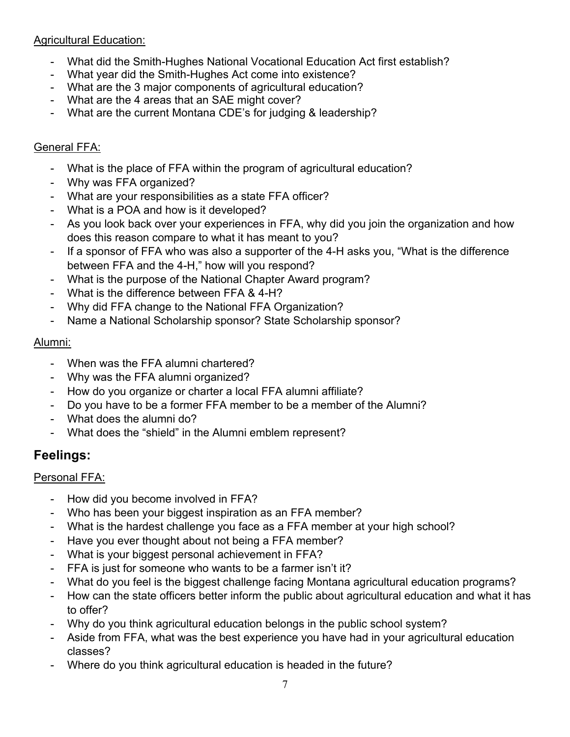Agricultural Education:

- What did the Smith-Hughes National Vocational Education Act first establish?
- What year did the Smith-Hughes Act come into existence?
- What are the 3 major components of agricultural education?
- What are the 4 areas that an SAE might cover?
- What are the current Montana CDE's for judging & leadership?

General FFA:

- What is the place of FFA within the program of agricultural education?
- Why was FFA organized?
- What are your responsibilities as a state FFA officer?
- What is a POA and how is it developed?
- As you look back over your experiences in FFA, why did you join the organization and how does this reason compare to what it has meant to you?
- If a sponsor of FFA who was also a supporter of the 4-H asks you, "What is the difference between FFA and the 4-H," how will you respond?
- What is the purpose of the National Chapter Award program?
- What is the difference between FFA & 4-H?
- Why did FFA change to the National FFA Organization?
- Name a National Scholarship sponsor? State Scholarship sponsor?

Alumni:

- When was the FFA alumni chartered?
- Why was the FFA alumni organized?
- How do you organize or charter a local FFA alumni affiliate?
- Do you have to be a former FFA member to be a member of the Alumni?
- What does the alumni do?
- What does the "shield" in the Alumni emblem represent?

## Feelings:

Personal FFA:

- How did you become involved in FFA?
- Who has been your biggest inspiration as an FFA member?
- What is the hardest challenge you face as a FFA member at your high school?
- Have you ever thought about not being a FFA member?
- What is your biggest personal achievement in FFA?
- FFA is just for someone who wants to be a farmer isn't it?
- What do you feel is the biggest challenge facing Montana agricultural education programs?
- How can the state officers better inform the public about agricultural education and what it has to offer?
- Why do you think agricultural education belongs in the public school system?
- Aside from FFA, what was the best experience you have had in your agricultural education classes?
- Where do you think agricultural education is headed in the future?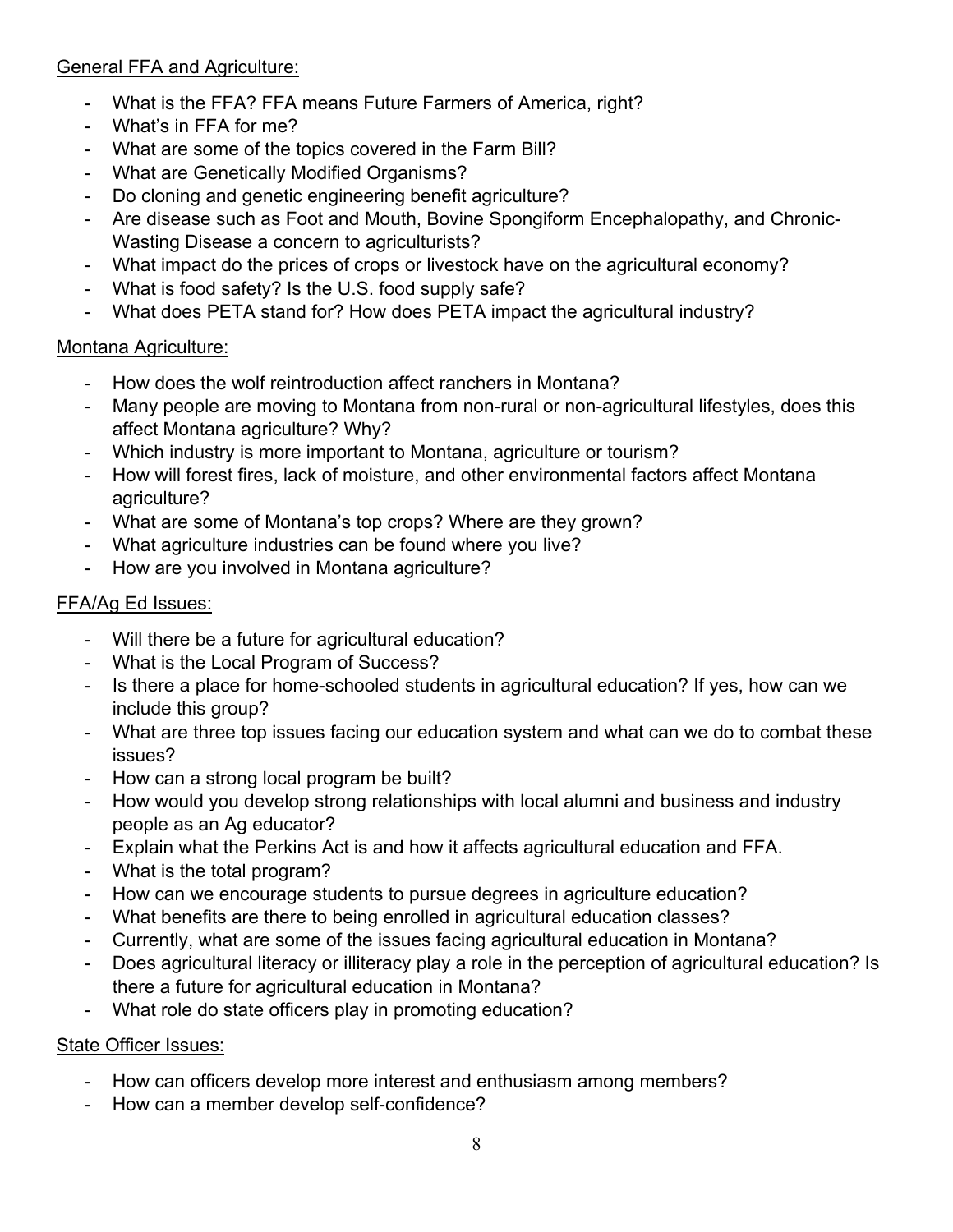General FFA and Agriculture:

- What is the FFA? FFA means Future Farmers of America, right?
- What's in FFA for me?
- What are some of the topics covered in the Farm Bill?
- What are Genetically Modified Organisms?
- Do cloning and genetic engineering benefit agriculture?
- Are disease such as Foot and Mouth, Bovine Spongiform Encephalopathy, and Chronic-Wasting Disease a concern to agriculturists?
- What impact do the prices of crops or livestock have on the agricultural economy?
- What is food safety? Is the U.S. food supply safe?
- What does PETA stand for? How does PETA impact the agricultural industry?

Montana Agriculture:

- How does the wolf reintroduction affect ranchers in Montana?
- Many people are moving to Montana from non-rural or non-agricultural lifestyles, does this affect Montana agriculture? Why?
- Which industry is more important to Montana, agriculture or tourism?
- How will forest fires, lack of moisture, and other environmental factors affect Montana agriculture?
- What are some of Montana's top crops? Where are they grown?
- What agriculture industries can be found where you live?
- How are you involved in Montana agriculture?

FFA/Ag Ed Issues:

- Will there be a future for agricultural education?
- What is the Local Program of Success?
- Is there a place for home-schooled students in agricultural education? If yes, how can we include this group?
- What are three top issues facing our education system and what can we do to combat these issues?
- How can a strong local program be built?
- How would you develop strong relationships with local alumni and business and industry people as an Ag educator?
- Explain what the Perkins Act is and how it affects agricultural education and FFA.
- What is the total program?
- How can we encourage students to pursue degrees in agriculture education?
- What benefits are there to being enrolled in agricultural education classes?
- Currently, what are some of the issues facing agricultural education in Montana?
- Does agricultural literacy or illiteracy play a role in the perception of agricultural education? Is there a future for agricultural education in Montana?
- What role do state officers play in promoting education?

State Officer Issues:

- How can officers develop more interest and enthusiasm among members?
- How can a member develop self-confidence?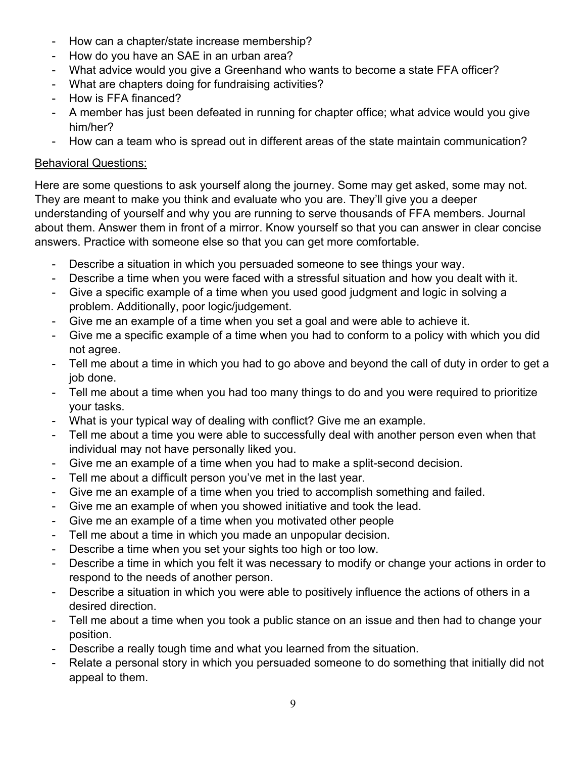- How can a chapter/state increase membership?
- How do you have an SAE in an urban area?
- What advice would you give a Greenhand who wants to become a state FFA officer?
- What are chapters doing for fundraising activities?
- How is FFA financed?
- A member has just been defeated in running for chapter office; what advice would you give him/her?
- How can a team who is spread out in different areas of the state maintain communication?

<u>Behavioral Questions:</u>

Here are some questions to ask yourself along the journey. Some may get asked, some may not. They are meant to make you think and evaluate who you are. They'll give you a deeper understanding of yourself and why you are running to serve thousands of FFA members. Journal about them. Answer them in front of a mirror. Know yourself so that you can answer in clear concise answers. Practice with someone else so that you can get more comfortable.

- Describe a situation in which you persuaded someone to see things your way.
- Describe a time when you were faced with a stressful situation and how you dealt with it.
- Give a specific example of a time when you used good judgment and logic in solving a problem. Additionally, poor logic/judgement.
- Give me an example of a time when you set a goal and were able to achieve it.
- Give me a specific example of a time when you had to conform to a policy with which you did not agree.
- Tell me about a time in which you had to go above and beyond the call of duty in order to get a job done.
- Tell me about a time when you had too many things to do and you were required to prioritize your tasks.
- What is your typical way of dealing with conflict? Give me an example.
- Tell me about a time you were able to successfully deal with another person even when that individual may not have personally liked you.
- Give me an example of a time when you had to make a split-second decision.
- Tell me about a difficult person you've met in the last year.
- Give me an example of a time when you tried to accomplish something and failed.
- Give me an example of when you showed initiative and took the lead.
- Give me an example of a time when you motivated other people
- Tell me about a time in which you made an unpopular decision.
- Describe a time when you set your sights too high or too low.
- Describe a time in which you felt it was necessary to modify or change your actions in order to respond to the needs of another person.
- Describe a situation in which you were able to positively influence the actions of others in a desired direction.
- Tell me about a time when you took a public stance on an issue and then had to change your position.
- Describe a really tough time and what you learned from the situation.
- Relate a personal story in which you persuaded someone to do something that initially did not appeal to them.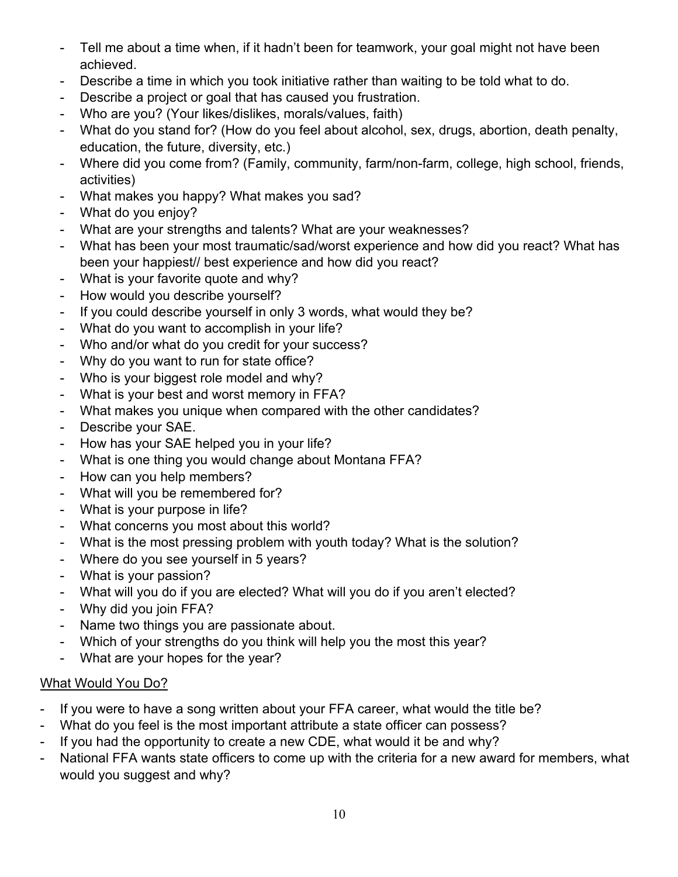- Tell me about a time when, if it hadn't been for teamwork, your goal might not have been achieved.
- Describe a time in which you took initiative rather than waiting to be told what to do.
- Describe a project or goal that has caused you frustration.
- Who are you? (Your likes/dislikes, morals/values, faith)
- What do you stand for? (How do you feel about alcohol, sex, drugs, abortion, death penalty, education, the future, diversity, etc.)
- Where did you come from? (Family, community, farm/non-farm, college, high school, friends, activities)
- What makes you happy? What makes you sad?
- What do you enjoy?
- What are your strengths and talents? What are your weaknesses?
- What has been your most traumatic/sad/worst experience and how did you react? What has been your happiest// best experience and how did you react?
- What is your favorite quote and why?
- How would you describe yourself?
- If you could describe yourself in only 3 words, what would they be?
- What do you want to accomplish in your life?
- Who and/or what do you credit for your success?
- Why do you want to run for state office?
- Who is your biggest role model and why?
- What is your best and worst memory in FFA?
- What makes you unique when compared with the other candidates?
- Describe your SAE.
- How has your SAE helped you in your life?
- What is one thing you would change about Montana FFA?
- How can you help members?
- What will you be remembered for?
- What is your purpose in life?
- What concerns you most about this world?
- What is the most pressing problem with youth today? What is the solution?
- Where do you see yourself in 5 years?
- What is your passion?
- What will you do if you are elected? What will you do if you aren't elected?
- Why did you join FFA?
- Name two things you are passionate about.
- Which of your strengths do you think will help you the most this year?
- What are your hopes for the year?

## What Would You Do?

- If you were to have a song written about your FFA career, what would the title be?
- What do you feel is the most important attribute a state officer can possess?
- If you had the opportunity to create a new CDE, what would it be and why?
- National FFA wants state officers to come up with the criteria for a new award for members, what would you suggest and why?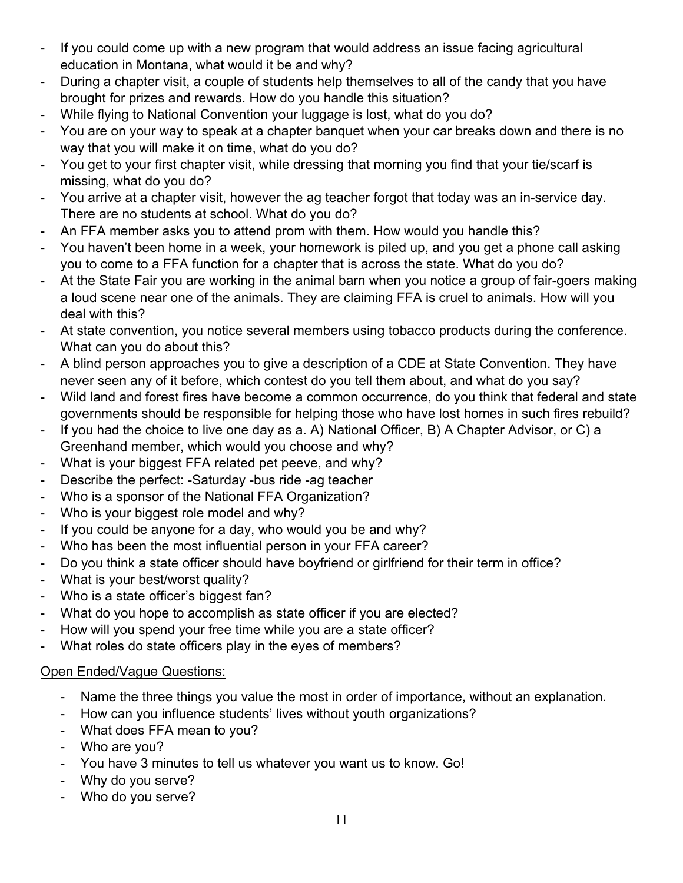- If you could come up with a new program that would address an issue facing agricultural education in Montana, what would it be and why?
- During a chapter visit, a couple of students help themselves to all of the candy that you have brought for prizes and rewards. How do you handle this situation?
- While flying to National Convention your luggage is lost, what do you do?
- You are on your way to speak at a chapter banquet when your car breaks down and there is no way that you will make it on time, what do you do?
- You get to your first chapter visit, while dressing that morning you find that your tie/scarf is missing, what do you do?
- You arrive at a chapter visit, however the ag teacher forgot that today was an in-service day. There are no students at school. What do you do?
- An FFA member asks you to attend prom with them. How would you handle this?
- You haven't been home in a week, your homework is piled up, and you get a phone call asking you to come to a FFA function for a chapter that is across the state. What do you do?
- At the State Fair you are working in the animal barn when you notice a group of fair-goers making a loud scene near one of the animals. They are claiming FFA is cruel to animals. How will you deal with this?
- At state convention, you notice several members using tobacco products during the conference. What can you do about this?
- A blind person approaches you to give a description of a CDE at State Convention. They have never seen any of it before, which contest do you tell them about, and what do you say?
- Wild land and forest fires have become a common occurrence, do you think that federal and state governments should be responsible for helping those who have lost homes in such fires rebuild?
- If you had the choice to live one day as a. A) National Officer, B) A Chapter Advisor, or C) a Greenhand member, which would you choose and why?
- What is your biggest FFA related pet peeve, and why?
- Describe the perfect: -Saturday -bus ride -ag teacher
- Who is a sponsor of the National FFA Organization?
- Who is your biggest role model and why?
- If you could be anyone for a day, who would you be and why?
- Who has been the most influential person in your FFA career?
- Do you think a state officer should have boyfriend or girlfriend for their term in office?
- What is your best/worst quality?
- Who is a state officer's biggest fan?
- What do you hope to accomplish as state officer if you are elected?
- How will you spend your free time while you are a state officer?
- What roles do state officers play in the eyes of members?

<u>Open Ended/Vague Questions:</u>

- Name the three things you value the most in order of importance, without an explanation.
- How can you influence students' lives without youth organizations?
- What does FFA mean to you?
- Who are you?
- You have 3 minutes to tell us whatever you want us to know. Go!
- Why do you serve?
- Who do you serve?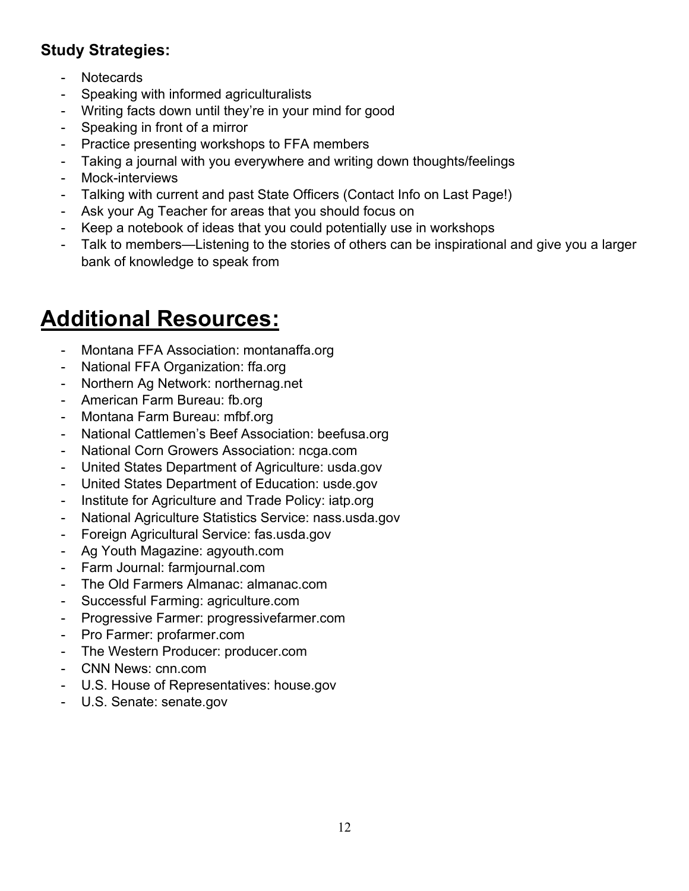**Study Strategies:**

- Notecards
- Speaking with informed agriculturalists
- Writing facts down until they're in your mind for good
- Speaking in front of a mirror
- Practice presenting workshops to FFA members
- Taking a journal with you everywhere and writing down thoughts/feelings
- Mock-interviews
- Talking with current and past State Officers (Contact Info on Last Page!)
- Ask your Ag Teacher for areas that you should focus on
- Keep a notebook of ideas that you could potentially use in workshops
- Talk to members—Listening to the stories of others can be inspirational and give you a larger bank of knowledge to speak from

# Additional Resources:

- Montana FFA Association: montanaffa.org
- National FFA Organization: ffa.org
- Northern Ag Network: northernag.net
- American Farm Bureau: fb.org
- Montana Farm Bureau: mfbf.org
- National Cattlemen's Beef Association: beefusa.org
- National Corn Growers Association: ncga.com
- United States Department of Agriculture: usda.gov
- United States Department of Education: usde.gov
- Institute for Agriculture and Trade Policy: iatp.org
- National Agriculture Statistics Service: nass.usda.gov
- Foreign Agricultural Service: fas.usda.gov
- Ag Youth Magazine: agyouth.com
- Farm Journal: farmjournal.com
- The Old Farmers Almanac: almanac.com
- Successful Farming: agriculture.com
- Progressive Farmer: progressivefarmer.com
- Pro Farmer: profarmer.com
- The Western Producer: producer.com
- CNN News: cnn.com
- U.S. House of Representatives: house.gov
- U.S. Senate: senate.gov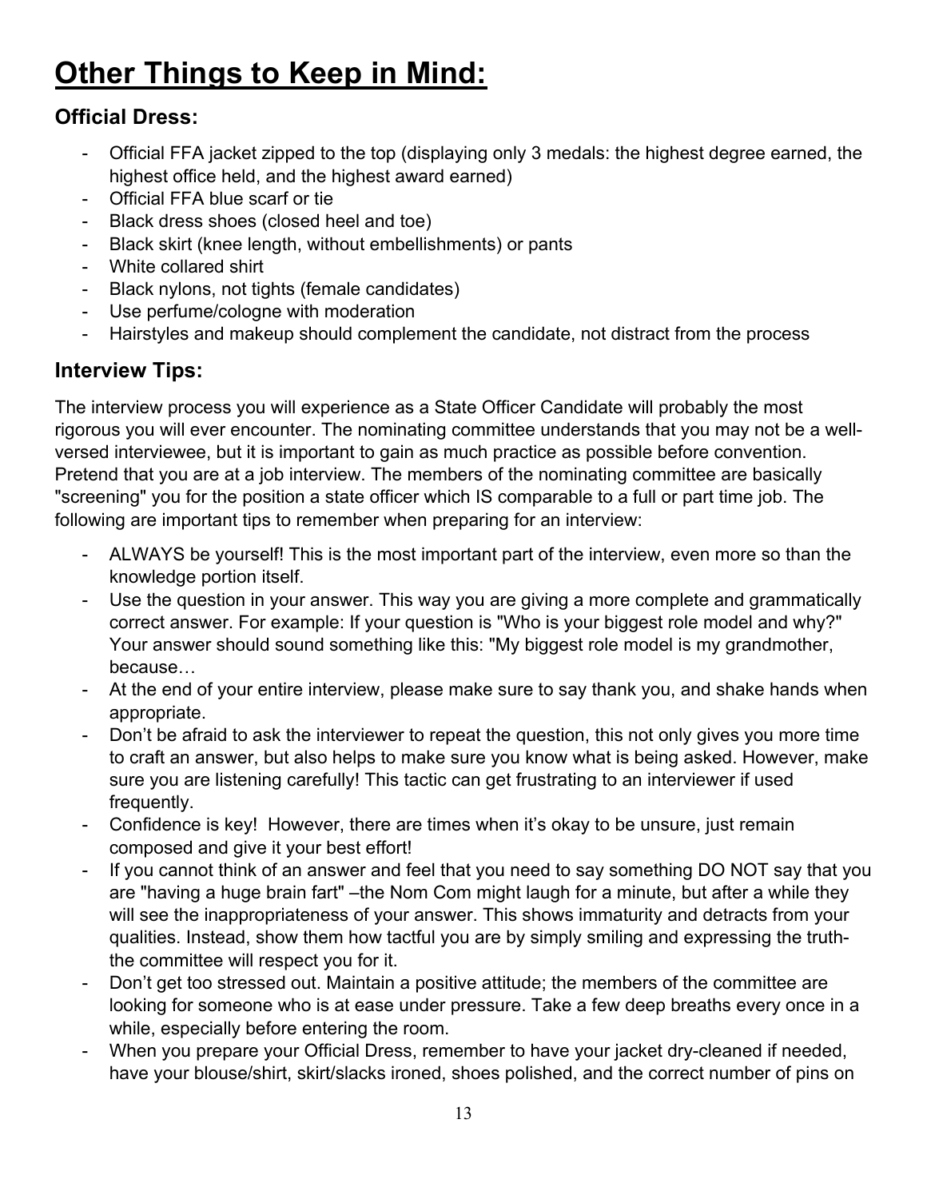# Other Things to Keep in Mind:

## Official Dress:

- Official FFA jacket zipped to the top (displaying only 3 medals: the highest degree earned, the highest office held, and the highest award earned)
- Official FFA blue scarf or tie
- Black dress shoes (closed heel and toe)
- Black skirt (knee length, without embellishments) or pants
- White collared shirt
- Black nylons, not tights (female candidates)
- Use perfume/cologne with moderation
- Hairstyles and makeup should complement the candidate, not distract from the process

## Interview Tips:

The interview process you will experience as a State Officer Candidate will probably the most rigorous you will ever encounter. The nominating committee understands that you may not be a well-versed interviewee, but it is important to gain as much practice as possible before convention. Pretend that you are at a job interview. The members of the nominating committee are basically "screening" you for the position a state officer which IS comparable to a full or part time job. The following are important tips to remember when preparing for an interview:

- ALWAYS be yourself! This is the most important part of the interview, even more so than the knowledge portion itself.
- Use the question in your answer. This way you are giving a more complete and grammatically correct answer. For example: If your question is "Who is your biggest role model and why?" Your answer should sound something like this: "My biggest role model is my grandmother, because…
- At the end of your entire interview, please make sure to say thank you, and shake hands when appropriate.
- Don't be afraid to ask the interviewer to repeat the question, this not only gives you more time to craft an answer, but also helps to make sure you know what is being asked. However, make sure you are listening carefully! This tactic can get frustrating to an interviewer if used frequently.
- Confidence is key! However, there are times when it's okay to be unsure, just remain composed and give it your best effort!
- If you cannot think of an answer and feel that you need to say something DO NOT say that you are "having a huge brain fart" –the Nom Com might laugh for a minute, but after a while they will see the inappropriateness of your answer. This shows immaturity and detracts from your qualities. Instead, show them how tactful you are by simply smiling and expressing the truth-the committee will respect you for it.
- Don't get too stressed out. Maintain a positive attitude; the members of the committee are looking for someone who is at ease under pressure. Take a few deep breaths every once in a while, especially before entering the room.
- When you prepare your Official Dress, remember to have your jacket dry-cleaned if needed, have your blouse/shirt, skirt/slacks ironed, shoes polished, and the correct number of pins on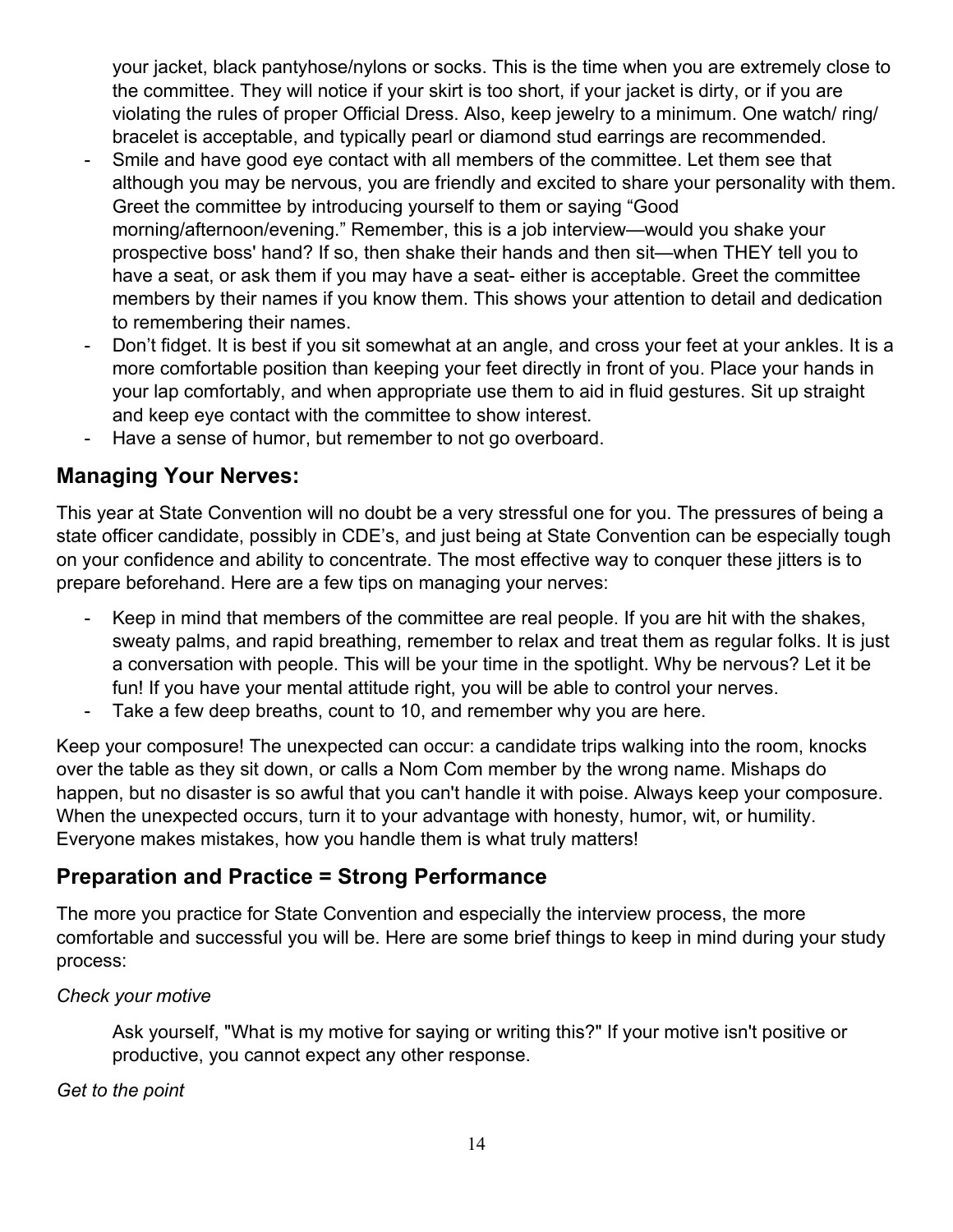your jacket, black pantyhose/nylons or socks. This is the time when you are extremely close to the committee. They will notice if your skirt is too short, if your jacket is dirty, or if you are violating the rules of proper Official Dress. Also, keep jewelry to a minimum. One watch/ ring/ bracelet is acceptable, and typically pearl or diamond stud earrings are recommended.

- Smile and have good eye contact with all members of the committee. Let them see that although you may be nervous, you are friendly and excited to share your personality with them. Greet the committee by introducing yourself to them or saying "Good morning/afternoon/evening." Remember, this is a job interview—would you shake your prospective boss' hand? If so, then shake their hands and then sit—when THEY tell you to have a seat, or ask them if you may have a seat- either is acceptable. Greet the committee members by their names if you know them. This shows your attention to detail and dedication to remembering their names.
- Don't fidget. It is best if you sit somewhat at an angle, and cross your feet at your ankles. It is a more comfortable position than keeping your feet directly in front of you. Place your hands in your lap comfortably, and when appropriate use them to aid in fluid gestures. Sit up straight and keep eye contact with the committee to show interest.
- Have a sense of humor, but remember to not go overboard.

## Managing Your Nerves:

This year at State Convention will no doubt be a very stressful one for you. The pressures of being a state officer candidate, possibly in CDE's, and just being at State Convention can be especially tough on your confidence and ability to concentrate. The most effective way to conquer these jitters is to prepare beforehand. Here are a few tips on managing your nerves:

- Keep in mind that members of the committee are real people. If you are hit with the shakes, sweaty palms, and rapid breathing, remember to relax and treat them as regular folks. It is just a conversation with people. This will be your time in the spotlight. Why be nervous? Let it be fun! If you have your mental attitude right, you will be able to control your nerves.
- Take a few deep breaths, count to 10, and remember why you are here.

Keep your composure! The unexpected can occur: a candidate trips walking into the room, knocks over the table as they sit down, or calls a Nom Com member by the wrong name. Mishaps do happen, but no disaster is so awful that you can't handle it with poise. Always keep your composure. When the unexpected occurs, turn it to your advantage with honesty, humor, wit, or humility. Everyone makes mistakes, how you handle them is what truly matters!

## Preparation and Practice = Strong Performance

The more you practice for State Convention and especially the interview process, the more comfortable and successful you will be. Here are some brief things to keep in mind during your study process:

*Check your motive*

Ask yourself, "What is my motive for saying or writing this?" If your motive isn't positive or productive, you cannot expect any other response.

*Get to the point*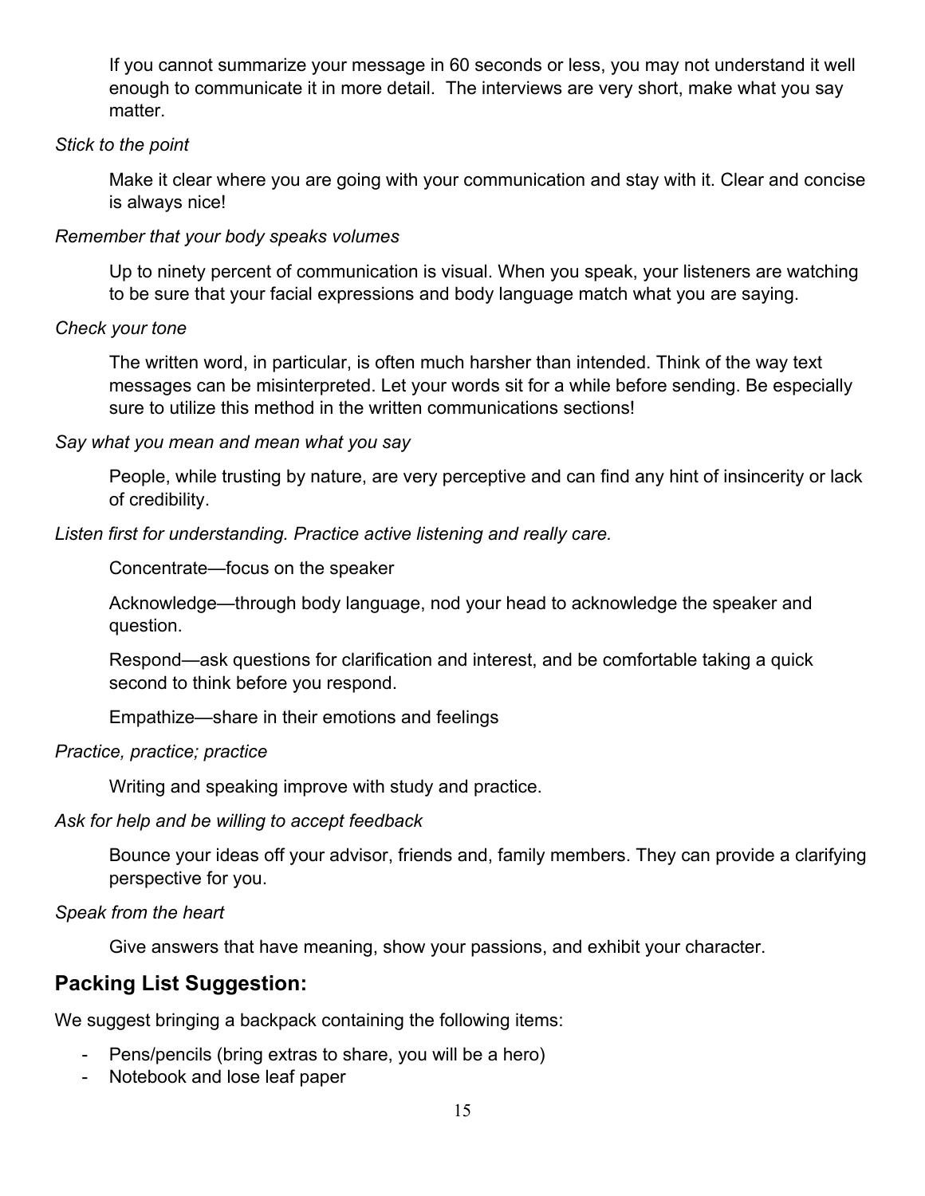If you cannot summarize your message in 60 seconds or less, you may not understand it well enough to communicate it in more detail.  The interviews are very short, make what you say matter.

*Stick to the point*

Make it clear where you are going with your communication and stay with it. Clear and concise is always nice!

*Remember that your body speaks volumes*

Up to ninety percent of communication is visual. When you speak, your listeners are watching to be sure that your facial expressions and body language match what you are saying.

*Check your tone*

The written word, in particular, is often much harsher than intended. Think of the way text messages can be misinterpreted. Let your words sit for a while before sending. Be especially sure to utilize this method in the written communications sections!

*Say what you mean and mean what you say*

People, while trusting by nature, are very perceptive and can find any hint of insincerity or lack of credibility.

*Listen first for understanding. Practice active listening and really care.*

Concentrate—focus on the speaker

Acknowledge—through body language, nod your head to acknowledge the speaker and question.

Respond—ask questions for clarification and interest, and be comfortable taking a quick second to think before you respond.

Empathize—share in their emotions and feelings

*Practice, practice; practice*

Writing and speaking improve with study and practice.

*Ask for help and be willing to accept feedback*

Bounce your ideas off your advisor, friends and, family members. They can provide a clarifying perspective for you.

*Speak from the heart*

Give answers that have meaning, show your passions, and exhibit your character.

## Packing List Suggestion:

We suggest bringing a backpack containing the following items:

- Pens/pencils (bring extras to share, you will be a hero)
- Notebook and lose leaf paper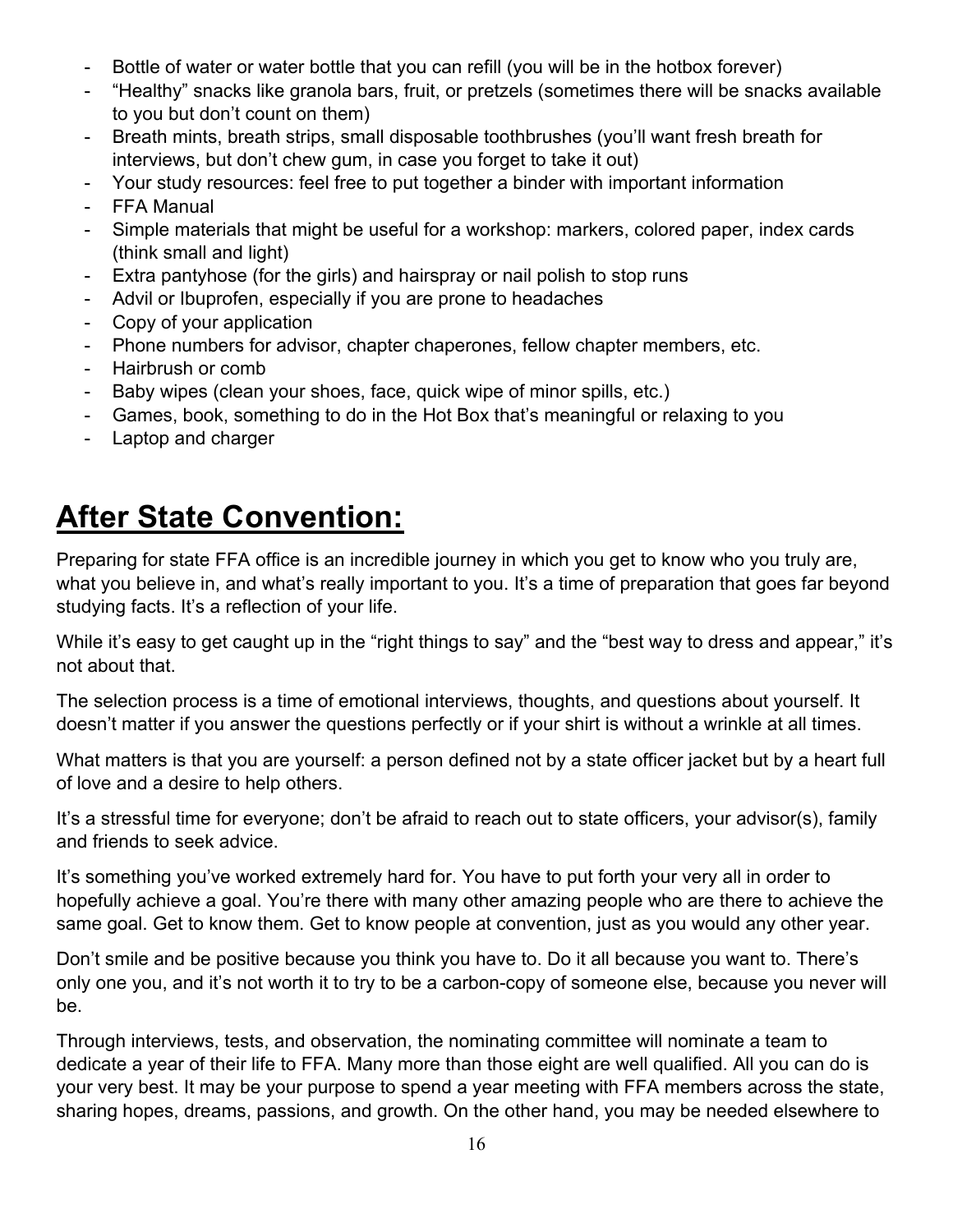- Bottle of water or water bottle that you can refill (you will be in the hotbox forever)
- "Healthy" snacks like granola bars, fruit, or pretzels (sometimes there will be snacks available to you but don't count on them)
- Breath mints, breath strips, small disposable toothbrushes (you'll want fresh breath for interviews, but don't chew gum, in case you forget to take it out)
- Your study resources: feel free to put together a binder with important information
- FFA Manual
- Simple materials that might be useful for a workshop: markers, colored paper, index cards (think small and light)
- Extra pantyhose (for the girls) and hairspray or nail polish to stop runs
- Advil or Ibuprofen, especially if you are prone to headaches
- Copy of your application
- Phone numbers for advisor, chapter chaperones, fellow chapter members, etc.
- Hairbrush or comb
- Baby wipes (clean your shoes, face, quick wipe of minor spills, etc.)
- Games, book, something to do in the Hot Box that's meaningful or relaxing to you
- Laptop and charger

# After State Convention:

Preparing for state FFA office is an incredible journey in which you get to know who you truly are, what you believe in, and what's really important to you. It's a time of preparation that goes far beyond studying facts. It's a reflection of your life.

While it's easy to get caught up in the "right things to say" and the "best way to dress and appear," it's not about that.

The selection process is a time of emotional interviews, thoughts, and questions about yourself. It doesn't matter if you answer the questions perfectly or if your shirt is without a wrinkle at all times.

What matters is that you are yourself: a person defined not by a state officer jacket but by a heart full of love and a desire to help others.

It's a stressful time for everyone; don't be afraid to reach out to state officers, your advisor(s), family and friends to seek advice.

It's something you've worked extremely hard for. You have to put forth your very all in order to hopefully achieve a goal. You're there with many other amazing people who are there to achieve the same goal. Get to know them. Get to know people at convention, just as you would any other year.

Don't smile and be positive because you think you have to. Do it all because you want to. There's only one you, and it's not worth it to try to be a carbon-copy of someone else, because you never will be.

Through interviews, tests, and observation, the nominating committee will nominate a team to dedicate a year of their life to FFA. Many more than those eight are well qualified. All you can do is your very best. It may be your purpose to spend a year meeting with FFA members across the state, sharing hopes, dreams, passions, and growth. On the other hand, you may be needed elsewhere to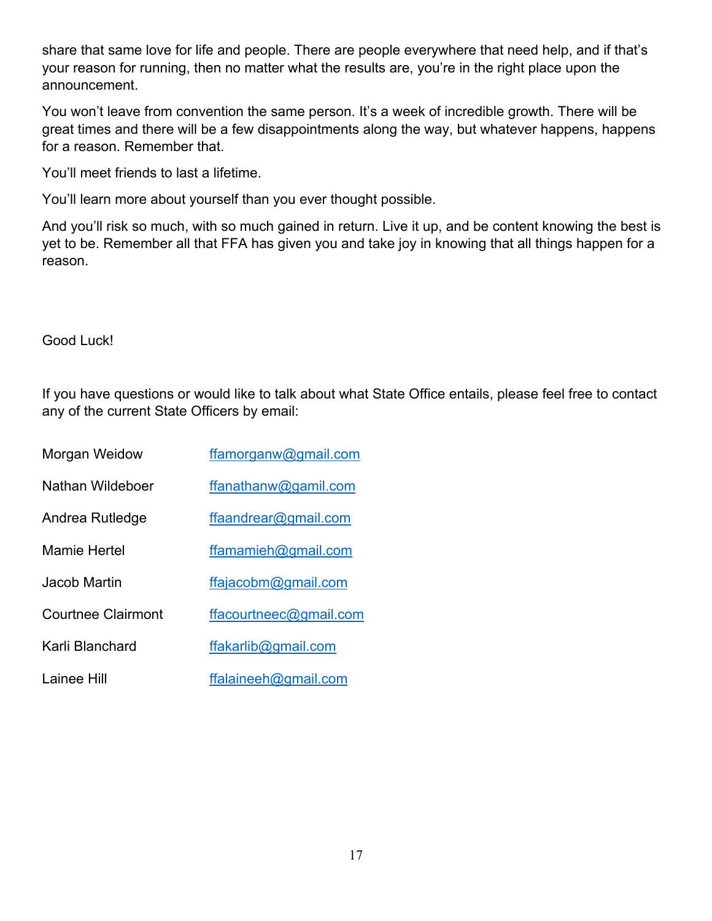share that same love for life and people. There are people everywhere that need help, and if that's your reason for running, then no matter what the results are, you're in the right place upon the announcement.

You won't leave from convention the same person. It's a week of incredible growth. There will be great times and there will be a few disappointments along the way, but whatever happens, happens for a reason. Remember that.

You'll meet friends to last a lifetime.

You'll learn more about yourself than you ever thought possible.

And you'll risk so much, with so much gained in return. Live it up, and be content knowing the best is yet to be. Remember all that FFA has given you and take joy in knowing that all things happen for a reason.

Good Luck!

If you have questions or would like to talk about what State Office entails, please feel free to contact any of the current State Officers by email:

| | |
|---|---|
| Morgan Weidow | ffamorganw@gmail.com |
| Nathan Wildeboer | ffanathanw@gamil.com |
| Andrea Rutledge | ffaandrear@gmail.com |
| Mamie Hertel | ffamamieh@gmail.com |
| Jacob Martin | ffajacobm@gmail.com |
| Courtnee Clairmont | ffacourtneec@gmail.com |
| Karli Blanchard | ffakarlib@gmail.com |
| Lainee Hill | ffalaineeh@gmail.com |